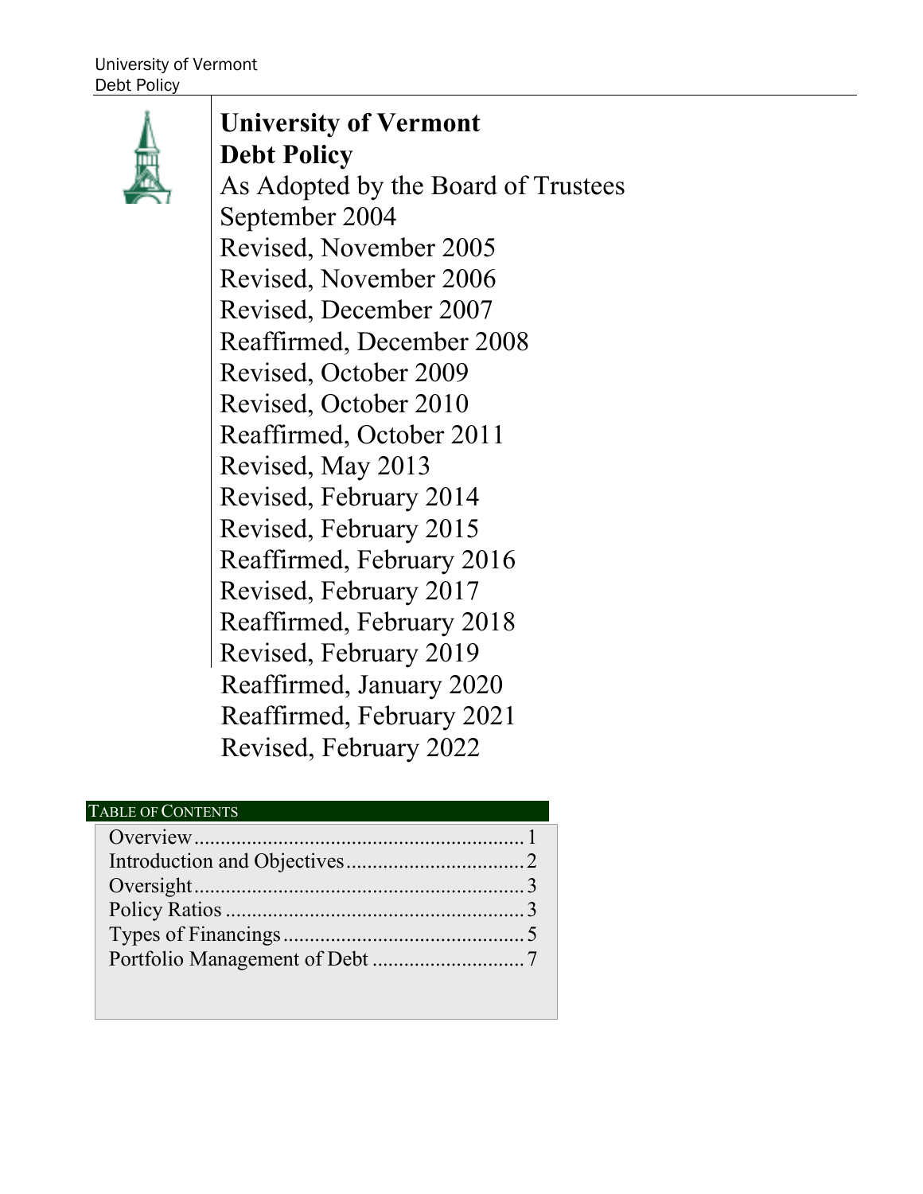# University of Vermont
# Debt Policy

As Adopted by the Board of Trustees
September 2004
Revised, November 2005
Revised, November 2006
Revised, December 2007
Reaffirmed, December 2008
Revised, October 2009
Revised, October 2010
Reaffirmed, October 2011
Revised, May 2013
Revised, February 2014
Revised, February 2015
Reaffirmed, February 2016
Revised, February 2017
Reaffirmed, February 2018
Revised, February 2019
Reaffirmed, January 2020
Reaffirmed, February 2021
Revised, February 2022

## Table of Contents

| Section | Page |
|---|---|
| Overview | 1 |
| Introduction and Objectives | 2 |
| Oversight | 3 |
| Policy Ratios | 3 |
| Types of Financings | 5 |
| Portfolio Management of Debt | 7 |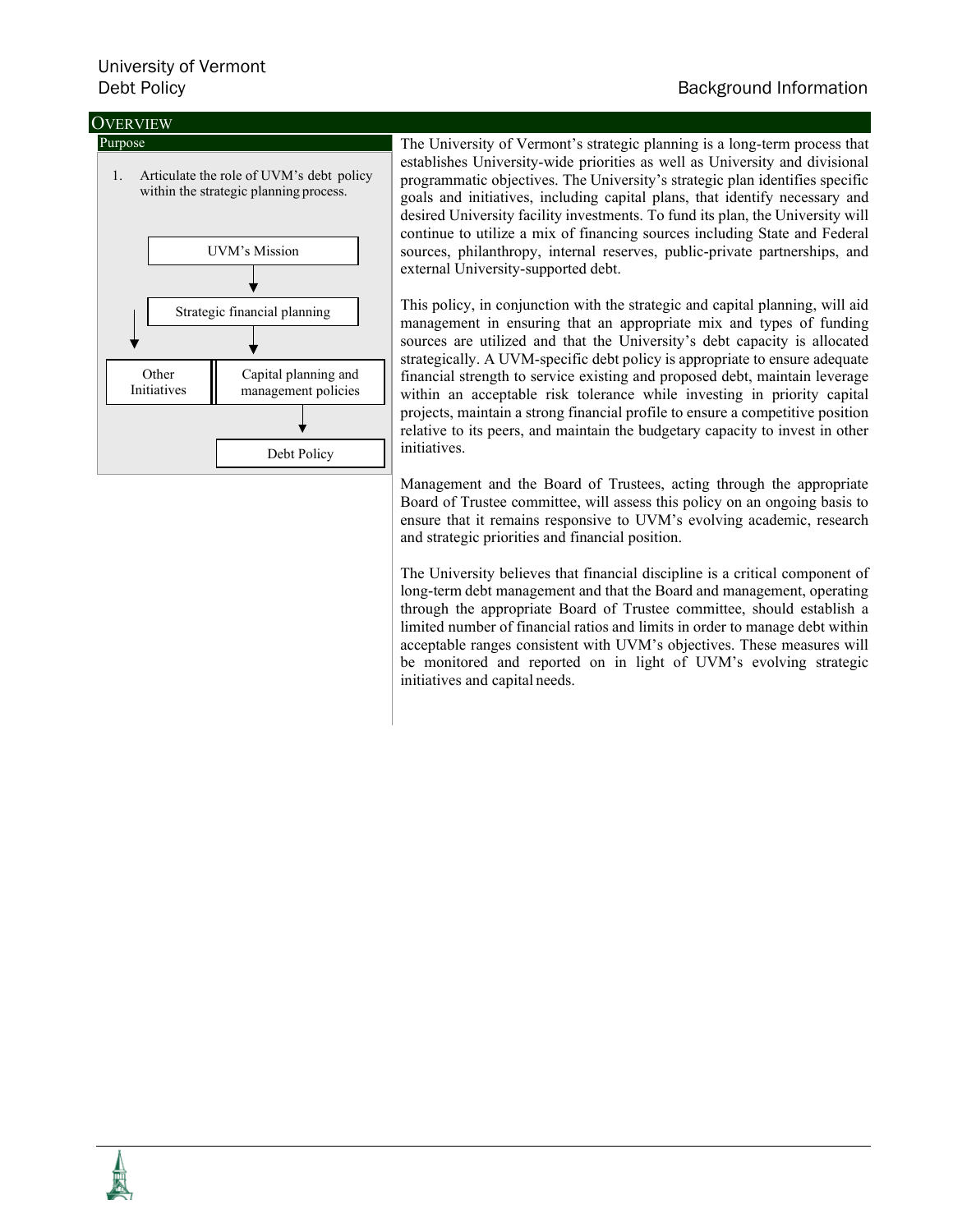## Overview

### Purpose

1. Articulate the role of UVM's debt policy within the strategic planning process.

UVM's Mission → Strategic financial planning → Other Initiatives / Capital planning and management policies → Debt Policy

The University of Vermont's strategic planning is a long-term process that establishes University-wide priorities as well as University and divisional programmatic objectives. The University's strategic plan identifies specific goals and initiatives, including capital plans, that identify necessary and desired University facility investments. To fund its plan, the University will continue to utilize a mix of financing sources including State and Federal sources, philanthropy, internal reserves, public-private partnerships, and external University-supported debt.

This policy, in conjunction with the strategic and capital planning, will aid management in ensuring that an appropriate mix and types of funding sources are utilized and that the University's debt capacity is allocated strategically. A UVM-specific debt policy is appropriate to ensure adequate financial strength to service existing and proposed debt, maintain leverage within an acceptable risk tolerance while investing in priority capital projects, maintain a strong financial profile to ensure a competitive position relative to its peers, and maintain the budgetary capacity to invest in other initiatives.

Management and the Board of Trustees, acting through the appropriate Board of Trustee committee, will assess this policy on an ongoing basis to ensure that it remains responsive to UVM's evolving academic, research and strategic priorities and financial position.

The University believes that financial discipline is a critical component of long-term debt management and that the Board and management, operating through the appropriate Board of Trustee committee, should establish a limited number of financial ratios and limits in order to manage debt within acceptable ranges consistent with UVM's objectives. These measures will be monitored and reported on in light of UVM's evolving strategic initiatives and capital needs.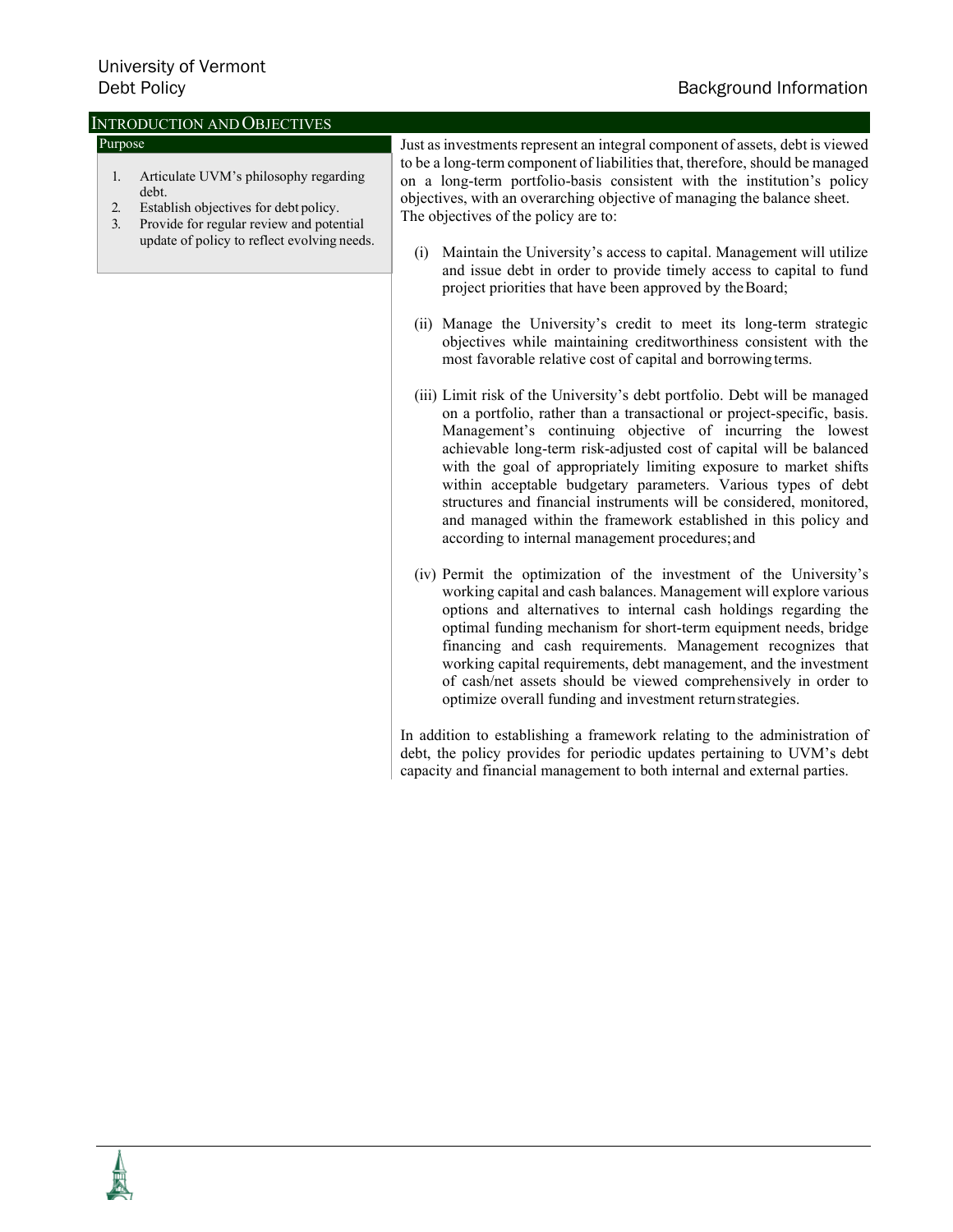## Introduction and Objectives

### Purpose

1. Articulate UVM's philosophy regarding debt.
2. Establish objectives for debt policy.
3. Provide for regular review and potential update of policy to reflect evolving needs.

Just as investments represent an integral component of assets, debt is viewed to be a long-term component of liabilities that, therefore, should be managed on a long-term portfolio-basis consistent with the institution's policy objectives, with an overarching objective of managing the balance sheet. The objectives of the policy are to:

(i) Maintain the University's access to capital. Management will utilize and issue debt in order to provide timely access to capital to fund project priorities that have been approved by the Board;

(ii) Manage the University's credit to meet its long-term strategic objectives while maintaining creditworthiness consistent with the most favorable relative cost of capital and borrowing terms.

(iii) Limit risk of the University's debt portfolio. Debt will be managed on a portfolio, rather than a transactional or project-specific, basis. Management's continuing objective of incurring the lowest achievable long-term risk-adjusted cost of capital will be balanced with the goal of appropriately limiting exposure to market shifts within acceptable budgetary parameters. Various types of debt structures and financial instruments will be considered, monitored, and managed within the framework established in this policy and according to internal management procedures; and

(iv) Permit the optimization of the investment of the University's working capital and cash balances. Management will explore various options and alternatives to internal cash holdings regarding the optimal funding mechanism for short-term equipment needs, bridge financing and cash requirements. Management recognizes that working capital requirements, debt management, and the investment of cash/net assets should be viewed comprehensively in order to optimize overall funding and investment return strategies.

In addition to establishing a framework relating to the administration of debt, the policy provides for periodic updates pertaining to UVM's debt capacity and financial management to both internal and external parties.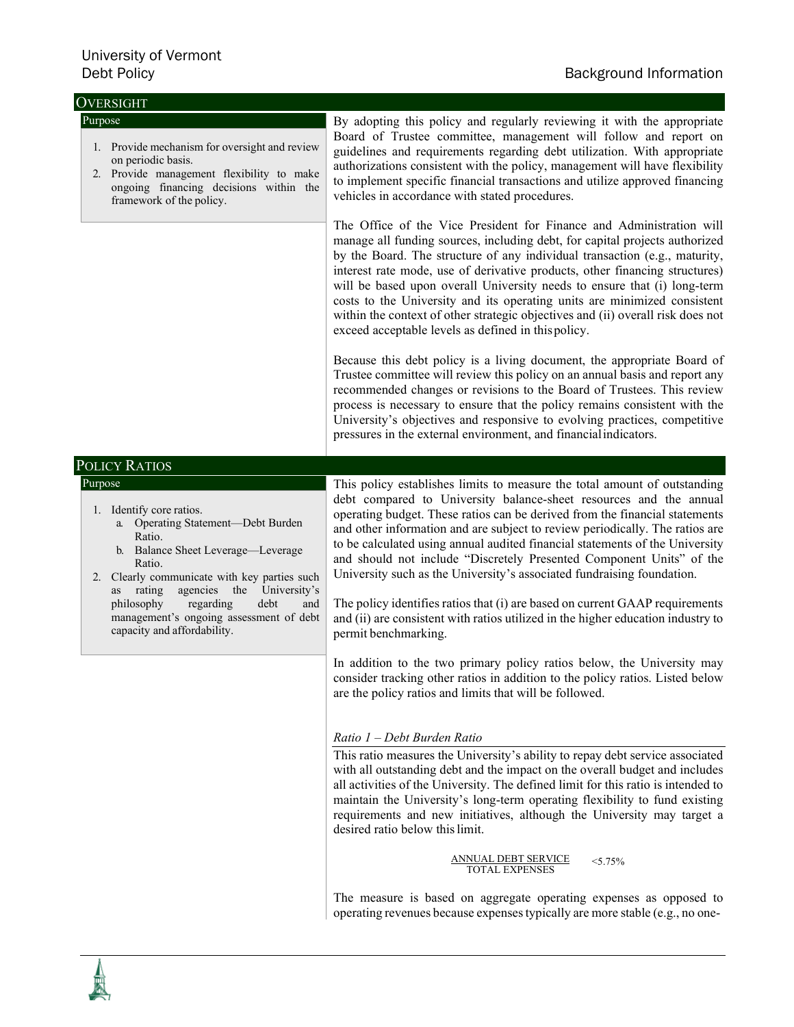## OVERSIGHT

### Purpose

1. Provide mechanism for oversight and review on periodic basis.
2. Provide management flexibility to make ongoing financing decisions within the framework of the policy.

By adopting this policy and regularly reviewing it with the appropriate Board of Trustee committee, management will follow and report on guidelines and requirements regarding debt utilization. With appropriate authorizations consistent with the policy, management will have flexibility to implement specific financial transactions and utilize approved financing vehicles in accordance with stated procedures.

The Office of the Vice President for Finance and Administration will manage all funding sources, including debt, for capital projects authorized by the Board. The structure of any individual transaction (e.g., maturity, interest rate mode, use of derivative products, other financing structures) will be based upon overall University needs to ensure that (i) long-term costs to the University and its operating units are minimized consistent within the context of other strategic objectives and (ii) overall risk does not exceed acceptable levels as defined in this policy.

Because this debt policy is a living document, the appropriate Board of Trustee committee will review this policy on an annual basis and report any recommended changes or revisions to the Board of Trustees. This review process is necessary to ensure that the policy remains consistent with the University's objectives and responsive to evolving practices, competitive pressures in the external environment, and financial indicators.

## POLICY RATIOS

### Purpose

1. Identify core ratios.
   a. Operating Statement—Debt Burden Ratio.
   b. Balance Sheet Leverage—Leverage Ratio.
2. Clearly communicate with key parties such as rating agencies the University's philosophy regarding debt and management's ongoing assessment of debt capacity and affordability.

This policy establishes limits to measure the total amount of outstanding debt compared to University balance-sheet resources and the annual operating budget. These ratios can be derived from the financial statements and other information and are subject to review periodically. The ratios are to be calculated using annual audited financial statements of the University and should not include "Discretely Presented Component Units" of the University such as the University's associated fundraising foundation.

The policy identifies ratios that (i) are based on current GAAP requirements and (ii) are consistent with ratios utilized in the higher education industry to permit benchmarking.

In addition to the two primary policy ratios below, the University may consider tracking other ratios in addition to the policy ratios. Listed below are the policy ratios and limits that will be followed.

*Ratio 1 – Debt Burden Ratio*

This ratio measures the University's ability to repay debt service associated with all outstanding debt and the impact on the overall budget and includes all activities of the University. The defined limit for this ratio is intended to maintain the University's long-term operating flexibility to fund existing requirements and new initiatives, although the University may target a desired ratio below this limit.

$$\frac{\text{ANNUAL DEBT SERVICE}}{\text{TOTAL EXPENSES}} < 5.75\%$$

The measure is based on aggregate operating expenses as opposed to operating revenues because expenses typically are more stable (e.g., no one-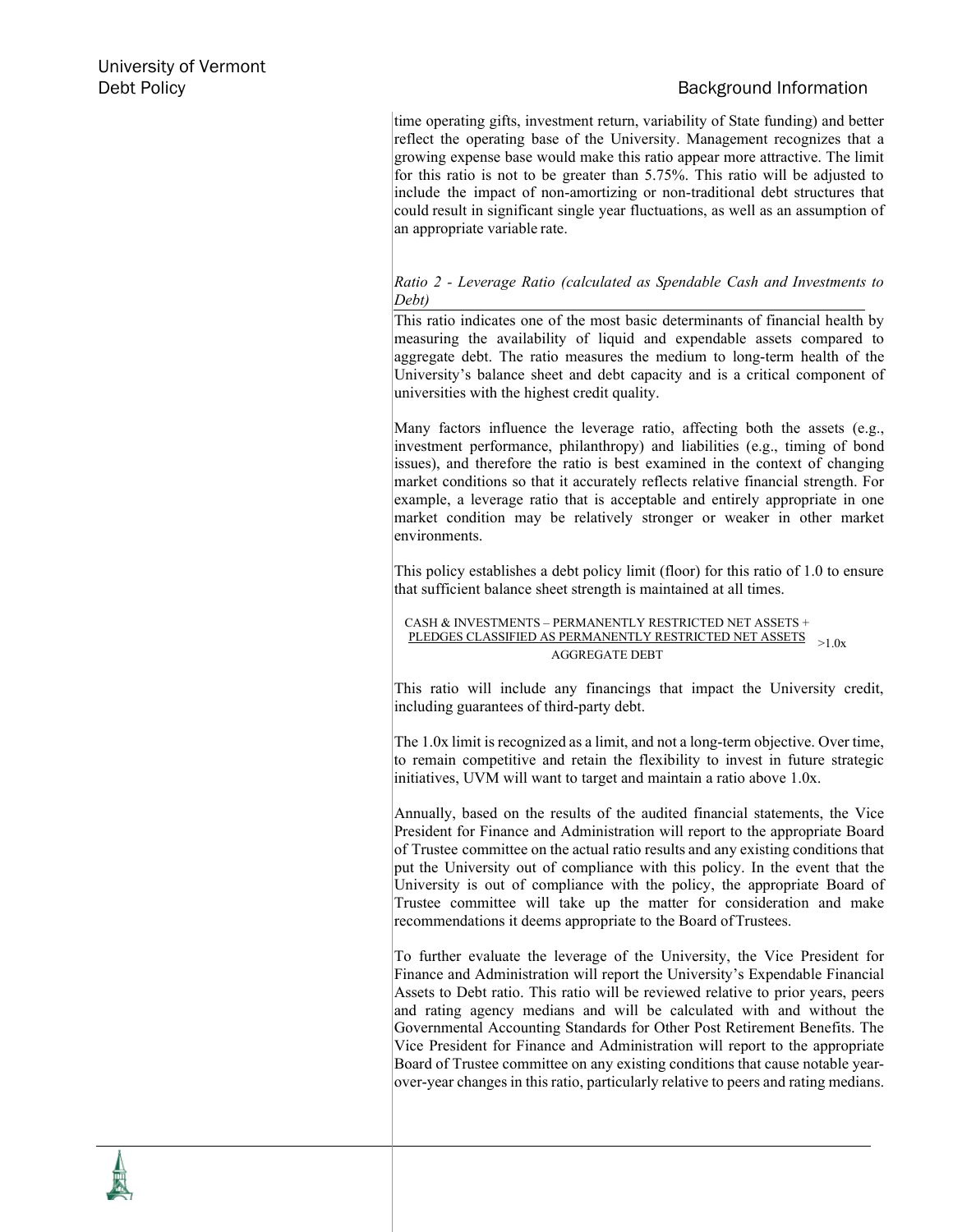time operating gifts, investment return, variability of State funding) and better reflect the operating base of the University. Management recognizes that a growing expense base would make this ratio appear more attractive. The limit for this ratio is not to be greater than 5.75%. This ratio will be adjusted to include the impact of non-amortizing or non-traditional debt structures that could result in significant single year fluctuations, as well as an assumption of an appropriate variable rate.

*Ratio 2 - Leverage Ratio (calculated as Spendable Cash and Investments to Debt)*

This ratio indicates one of the most basic determinants of financial health by measuring the availability of liquid and expendable assets compared to aggregate debt. The ratio measures the medium to long-term health of the University's balance sheet and debt capacity and is a critical component of universities with the highest credit quality.

Many factors influence the leverage ratio, affecting both the assets (e.g., investment performance, philanthropy) and liabilities (e.g., timing of bond issues), and therefore the ratio is best examined in the context of changing market conditions so that it accurately reflects relative financial strength. For example, a leverage ratio that is acceptable and entirely appropriate in one market condition may be relatively stronger or weaker in other market environments.

This policy establishes a debt policy limit (floor) for this ratio of 1.0 to ensure that sufficient balance sheet strength is maintained at all times.

$$\frac{\text{CASH \& INVESTMENTS – PERMANENTLY RESTRICTED NET ASSETS + PLEDGES CLASSIFIED AS PERMANENTLY RESTRICTED NET ASSETS}}{\text{AGGREGATE DEBT}} > 1.0x$$

This ratio will include any financings that impact the University credit, including guarantees of third-party debt.

The 1.0x limit is recognized as a limit, and not a long-term objective. Over time, to remain competitive and retain the flexibility to invest in future strategic initiatives, UVM will want to target and maintain a ratio above 1.0x.

Annually, based on the results of the audited financial statements, the Vice President for Finance and Administration will report to the appropriate Board of Trustee committee on the actual ratio results and any existing conditions that put the University out of compliance with this policy. In the event that the University is out of compliance with the policy, the appropriate Board of Trustee committee will take up the matter for consideration and make recommendations it deems appropriate to the Board of Trustees.

To further evaluate the leverage of the University, the Vice President for Finance and Administration will report the University's Expendable Financial Assets to Debt ratio. This ratio will be reviewed relative to prior years, peers and rating agency medians and will be calculated with and without the Governmental Accounting Standards for Other Post Retirement Benefits. The Vice President for Finance and Administration will report to the appropriate Board of Trustee committee on any existing conditions that cause notable year-over-year changes in this ratio, particularly relative to peers and rating medians.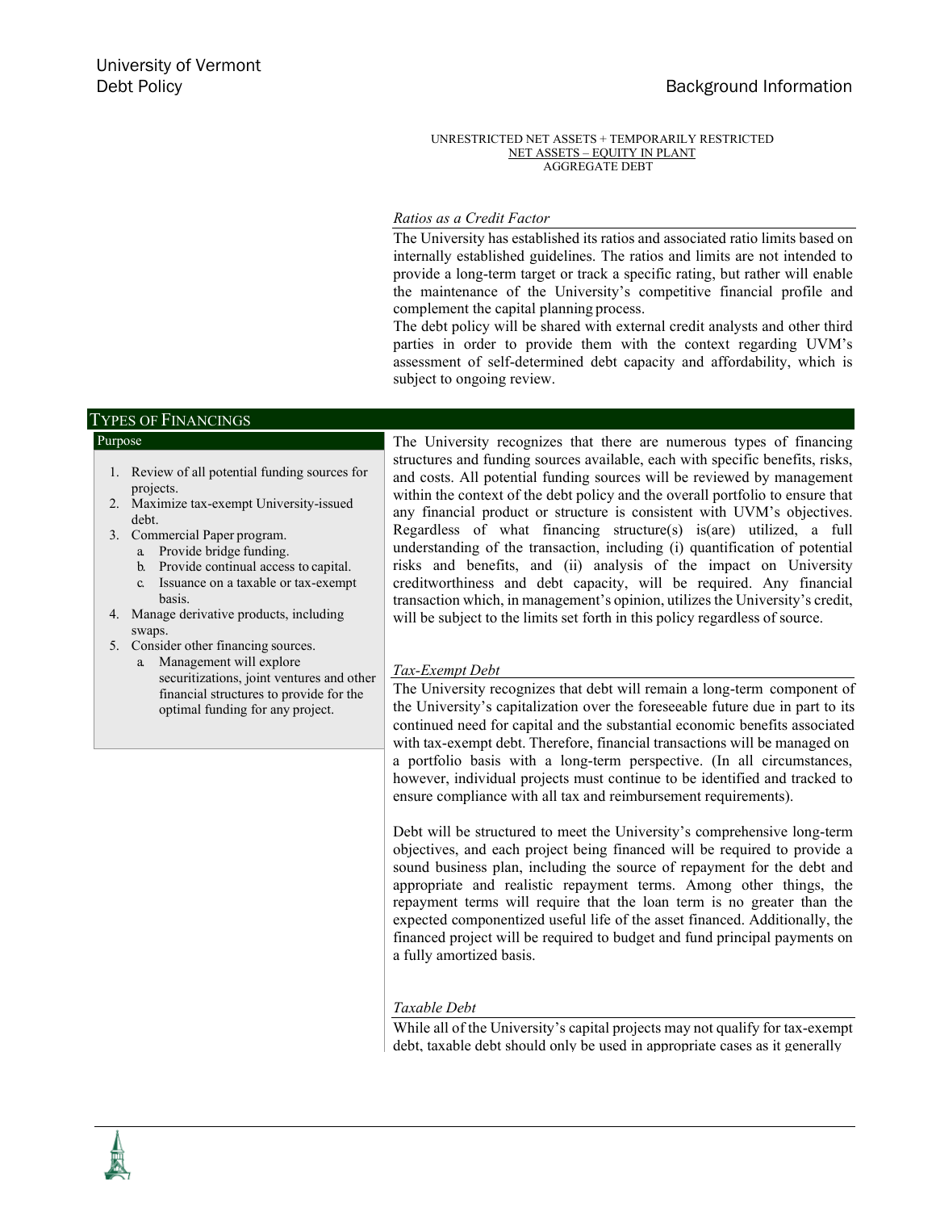$$\frac{\text{UNRESTRICTED NET ASSETS + TEMPORARILY RESTRICTED NET ASSETS – EQUITY IN PLANT}}{\text{AGGREGATE DEBT}}$$

*Ratios as a Credit Factor*

The University has established its ratios and associated ratio limits based on internally established guidelines. The ratios and limits are not intended to provide a long-term target or track a specific rating, but rather will enable the maintenance of the University's competitive financial profile and complement the capital planning process.

The debt policy will be shared with external credit analysts and other third parties in order to provide them with the context regarding UVM's assessment of self-determined debt capacity and affordability, which is subject to ongoing review.

## TYPES OF FINANCINGS

### Purpose

1. Review of all potential funding sources for projects.
2. Maximize tax-exempt University-issued debt.
3. Commercial Paper program.
   a. Provide bridge funding.
   b. Provide continual access to capital.
   c. Issuance on a taxable or tax-exempt basis.
4. Manage derivative products, including swaps.
5. Consider other financing sources.
   a. Management will explore securitizations, joint ventures and other financial structures to provide for the optimal funding for any project.

The University recognizes that there are numerous types of financing structures and funding sources available, each with specific benefits, risks, and costs. All potential funding sources will be reviewed by management within the context of the debt policy and the overall portfolio to ensure that any financial product or structure is consistent with UVM's objectives. Regardless of what financing structure(s) is(are) utilized, a full understanding of the transaction, including (i) quantification of potential risks and benefits, and (ii) analysis of the impact on University creditworthiness and debt capacity, will be required. Any financial transaction which, in management's opinion, utilizes the University's credit, will be subject to the limits set forth in this policy regardless of source.

*Tax-Exempt Debt*

The University recognizes that debt will remain a long-term component of the University's capitalization over the foreseeable future due in part to its continued need for capital and the substantial economic benefits associated with tax-exempt debt. Therefore, financial transactions will be managed on a portfolio basis with a long-term perspective. (In all circumstances, however, individual projects must continue to be identified and tracked to ensure compliance with all tax and reimbursement requirements).

Debt will be structured to meet the University's comprehensive long-term objectives, and each project being financed will be required to provide a sound business plan, including the source of repayment for the debt and appropriate and realistic repayment terms. Among other things, the repayment terms will require that the loan term is no greater than the expected componentized useful life of the asset financed. Additionally, the financed project will be required to budget and fund principal payments on a fully amortized basis.

*Taxable Debt*

While all of the University's capital projects may not qualify for tax-exempt debt, taxable debt should only be used in appropriate cases as it generally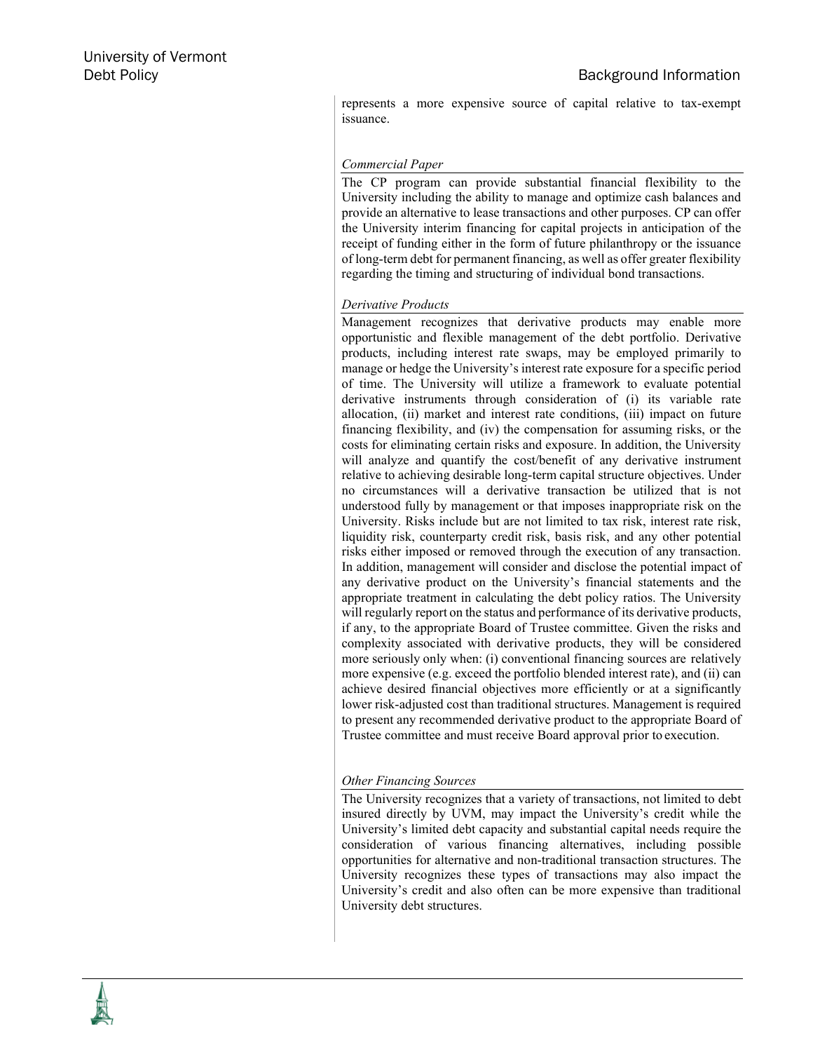represents a more expensive source of capital relative to tax-exempt issuance.

*Commercial Paper*

The CP program can provide substantial financial flexibility to the University including the ability to manage and optimize cash balances and provide an alternative to lease transactions and other purposes. CP can offer the University interim financing for capital projects in anticipation of the receipt of funding either in the form of future philanthropy or the issuance of long-term debt for permanent financing, as well as offer greater flexibility regarding the timing and structuring of individual bond transactions.

*Derivative Products*

Management recognizes that derivative products may enable more opportunistic and flexible management of the debt portfolio. Derivative products, including interest rate swaps, may be employed primarily to manage or hedge the University's interest rate exposure for a specific period of time. The University will utilize a framework to evaluate potential derivative instruments through consideration of (i) its variable rate allocation, (ii) market and interest rate conditions, (iii) impact on future financing flexibility, and (iv) the compensation for assuming risks, or the costs for eliminating certain risks and exposure. In addition, the University will analyze and quantify the cost/benefit of any derivative instrument relative to achieving desirable long-term capital structure objectives. Under no circumstances will a derivative transaction be utilized that is not understood fully by management or that imposes inappropriate risk on the University. Risks include but are not limited to tax risk, interest rate risk, liquidity risk, counterparty credit risk, basis risk, and any other potential risks either imposed or removed through the execution of any transaction. In addition, management will consider and disclose the potential impact of any derivative product on the University's financial statements and the appropriate treatment in calculating the debt policy ratios. The University will regularly report on the status and performance of its derivative products, if any, to the appropriate Board of Trustee committee. Given the risks and complexity associated with derivative products, they will be considered more seriously only when: (i) conventional financing sources are relatively more expensive (e.g. exceed the portfolio blended interest rate), and (ii) can achieve desired financial objectives more efficiently or at a significantly lower risk-adjusted cost than traditional structures. Management is required to present any recommended derivative product to the appropriate Board of Trustee committee and must receive Board approval prior to execution.

*Other Financing Sources*

The University recognizes that a variety of transactions, not limited to debt insured directly by UVM, may impact the University's credit while the University's limited debt capacity and substantial capital needs require the consideration of various financing alternatives, including possible opportunities for alternative and non-traditional transaction structures. The University recognizes these types of transactions may also impact the University's credit and also often can be more expensive than traditional University debt structures.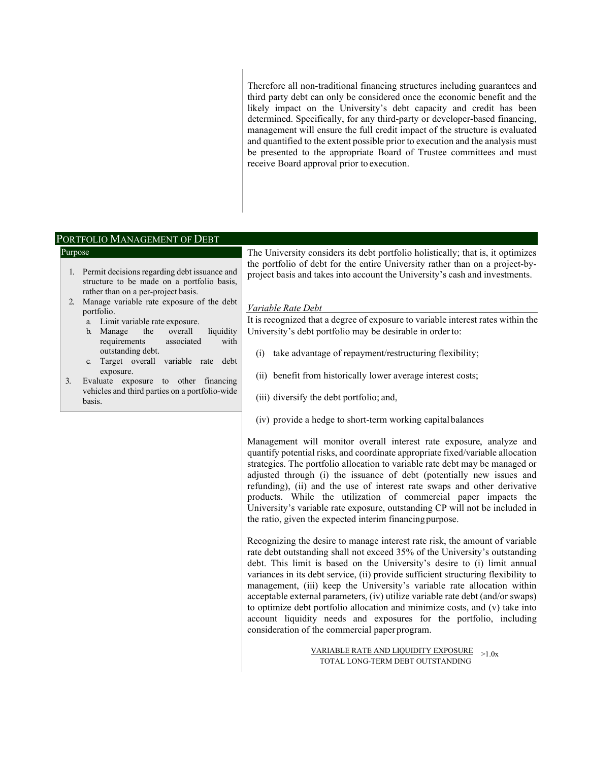Therefore all non-traditional financing structures including guarantees and third party debt can only be considered once the economic benefit and the likely impact on the University's debt capacity and credit has been determined. Specifically, for any third-party or developer-based financing, management will ensure the full credit impact of the structure is evaluated and quantified to the extent possible prior to execution and the analysis must be presented to the appropriate Board of Trustee committees and must receive Board approval prior to execution.

## Portfolio Management of Debt

### Purpose

1. Permit decisions regarding debt issuance and structure to be made on a portfolio basis, rather than on a per-project basis.
2. Manage variable rate exposure of the debt portfolio.
   a. Limit variable rate exposure.
   b. Manage the overall liquidity requirements associated with outstanding debt.
   c. Target overall variable rate debt exposure.
3. Evaluate exposure to other financing vehicles and third parties on a portfolio-wide basis.

The University considers its debt portfolio holistically; that is, it optimizes the portfolio of debt for the entire University rather than on a project-by-project basis and takes into account the University's cash and investments.

*Variable Rate Debt*

It is recognized that a degree of exposure to variable interest rates within the University's debt portfolio may be desirable in order to:

(i) take advantage of repayment/restructuring flexibility;

(ii) benefit from historically lower average interest costs;

(iii) diversify the debt portfolio; and,

(iv) provide a hedge to short-term working capital balances

Management will monitor overall interest rate exposure, analyze and quantify potential risks, and coordinate appropriate fixed/variable allocation strategies. The portfolio allocation to variable rate debt may be managed or adjusted through (i) the issuance of debt (potentially new issues and refunding), (ii) and the use of interest rate swaps and other derivative products. While the utilization of commercial paper impacts the University's variable rate exposure, outstanding CP will not be included in the ratio, given the expected interim financing purpose.

Recognizing the desire to manage interest rate risk, the amount of variable rate debt outstanding shall not exceed 35% of the University's outstanding debt. This limit is based on the University's desire to (i) limit annual variances in its debt service, (ii) provide sufficient structuring flexibility to management, (iii) keep the University's variable rate allocation within acceptable external parameters, (iv) utilize variable rate debt (and/or swaps) to optimize debt portfolio allocation and minimize costs, and (v) take into account liquidity needs and exposures for the portfolio, including consideration of the commercial paper program.

$$\frac{\text{VARIABLE RATE AND LIQUIDITY EXPOSURE}}{\text{TOTAL LONG-TERM DEBT OUTSTANDING}} > 1.0\text{x}$$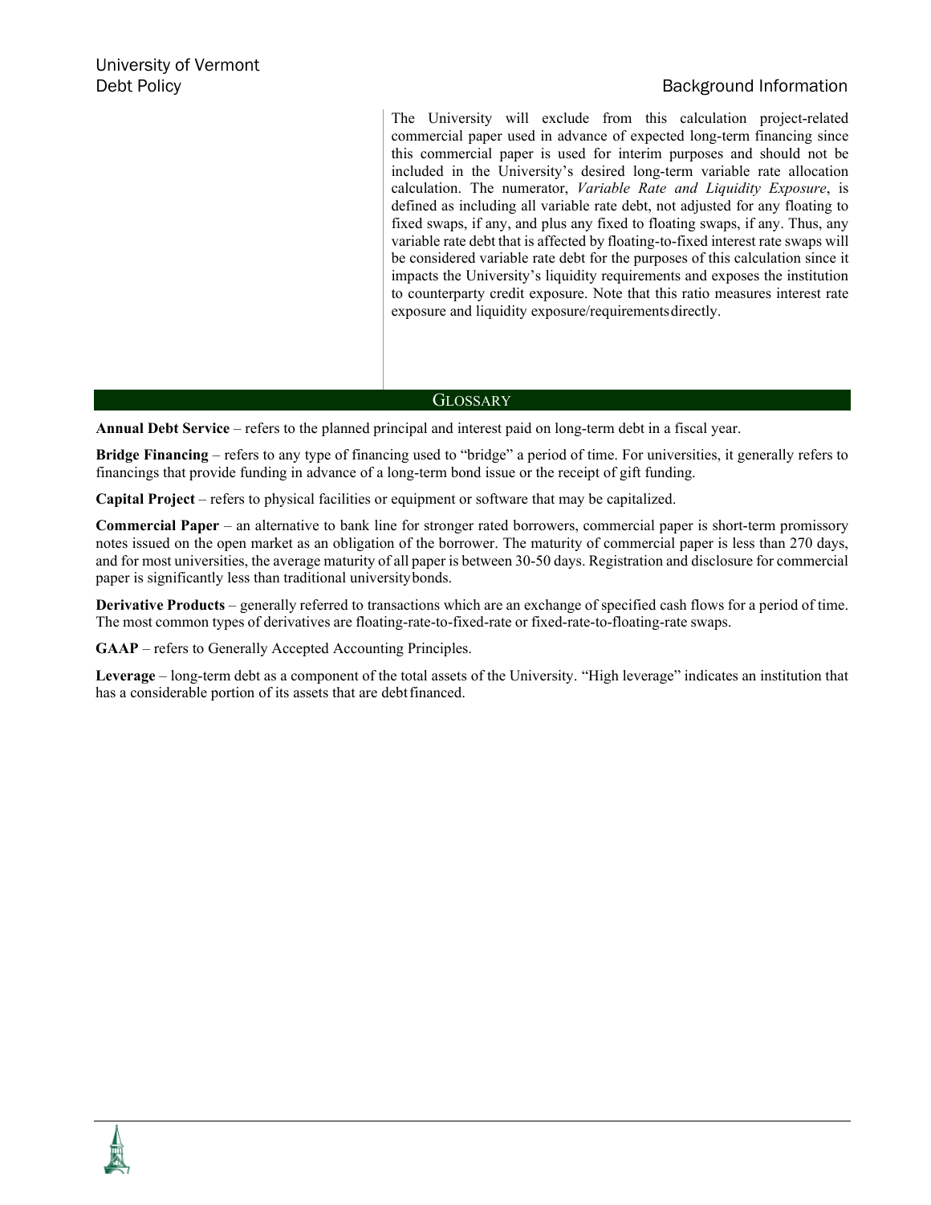The University will exclude from this calculation project-related commercial paper used in advance of expected long-term financing since this commercial paper is used for interim purposes and should not be included in the University's desired long-term variable rate allocation calculation. The numerator, *Variable Rate and Liquidity Exposure*, is defined as including all variable rate debt, not adjusted for any floating to fixed swaps, if any, and plus any fixed to floating swaps, if any. Thus, any variable rate debt that is affected by floating-to-fixed interest rate swaps will be considered variable rate debt for the purposes of this calculation since it impacts the University's liquidity requirements and exposes the institution to counterparty credit exposure. Note that this ratio measures interest rate exposure and liquidity exposure/requirements directly.

## Glossary

**Annual Debt Service** – refers to the planned principal and interest paid on long-term debt in a fiscal year.

**Bridge Financing** – refers to any type of financing used to "bridge" a period of time. For universities, it generally refers to financings that provide funding in advance of a long-term bond issue or the receipt of gift funding.

**Capital Project** – refers to physical facilities or equipment or software that may be capitalized.

**Commercial Paper** – an alternative to bank line for stronger rated borrowers, commercial paper is short-term promissory notes issued on the open market as an obligation of the borrower. The maturity of commercial paper is less than 270 days, and for most universities, the average maturity of all paper is between 30-50 days. Registration and disclosure for commercial paper is significantly less than traditional university bonds.

**Derivative Products** – generally referred to transactions which are an exchange of specified cash flows for a period of time. The most common types of derivatives are floating-rate-to-fixed-rate or fixed-rate-to-floating-rate swaps.

**GAAP** – refers to Generally Accepted Accounting Principles.

**Leverage** – long-term debt as a component of the total assets of the University. "High leverage" indicates an institution that has a considerable portion of its assets that are debt financed.